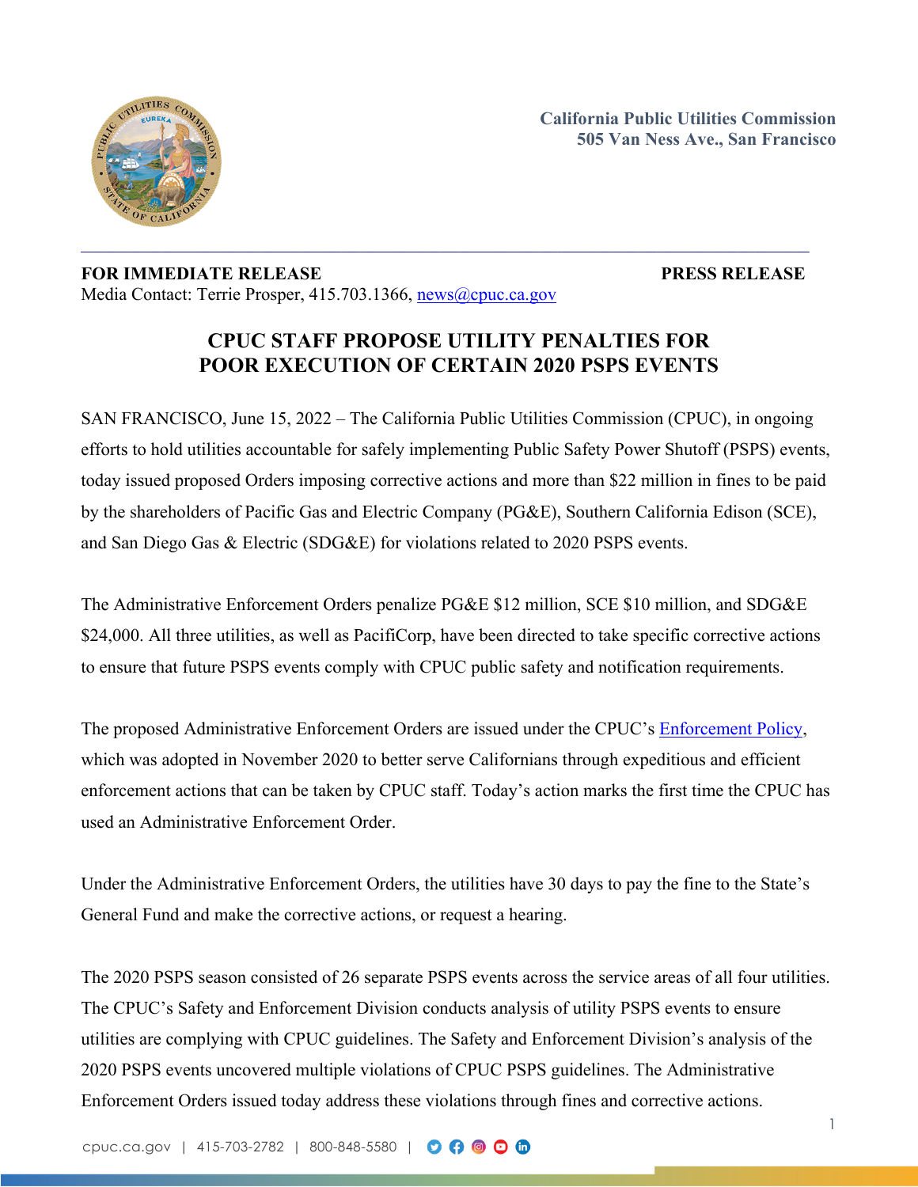California Public Utilities Commission
505 Van Ness Ave., San Francisco

**FOR IMMEDIATE RELEASE** **PRESS RELEASE**

Media Contact: Terrie Prosper, 415.703.1366, news@cpuc.ca.gov

# CPUC STAFF PROPOSE UTILITY PENALTIES FOR POOR EXECUTION OF CERTAIN 2020 PSPS EVENTS

SAN FRANCISCO, June 15, 2022 – The California Public Utilities Commission (CPUC), in ongoing efforts to hold utilities accountable for safely implementing Public Safety Power Shutoff (PSPS) events, today issued proposed Orders imposing corrective actions and more than $22 million in fines to be paid by the shareholders of Pacific Gas and Electric Company (PG&E), Southern California Edison (SCE), and San Diego Gas & Electric (SDG&E) for violations related to 2020 PSPS events.

The Administrative Enforcement Orders penalize PG&E $12 million, SCE $10 million, and SDG&E $24,000. All three utilities, as well as PacifiCorp, have been directed to take specific corrective actions to ensure that future PSPS events comply with CPUC public safety and notification requirements.

The proposed Administrative Enforcement Orders are issued under the CPUC's Enforcement Policy, which was adopted in November 2020 to better serve Californians through expeditious and efficient enforcement actions that can be taken by CPUC staff. Today's action marks the first time the CPUC has used an Administrative Enforcement Order.

Under the Administrative Enforcement Orders, the utilities have 30 days to pay the fine to the State's General Fund and make the corrective actions, or request a hearing.

The 2020 PSPS season consisted of 26 separate PSPS events across the service areas of all four utilities. The CPUC's Safety and Enforcement Division conducts analysis of utility PSPS events to ensure utilities are complying with CPUC guidelines. The Safety and Enforcement Division's analysis of the 2020 PSPS events uncovered multiple violations of CPUC PSPS guidelines. The Administrative Enforcement Orders issued today address these violations through fines and corrective actions.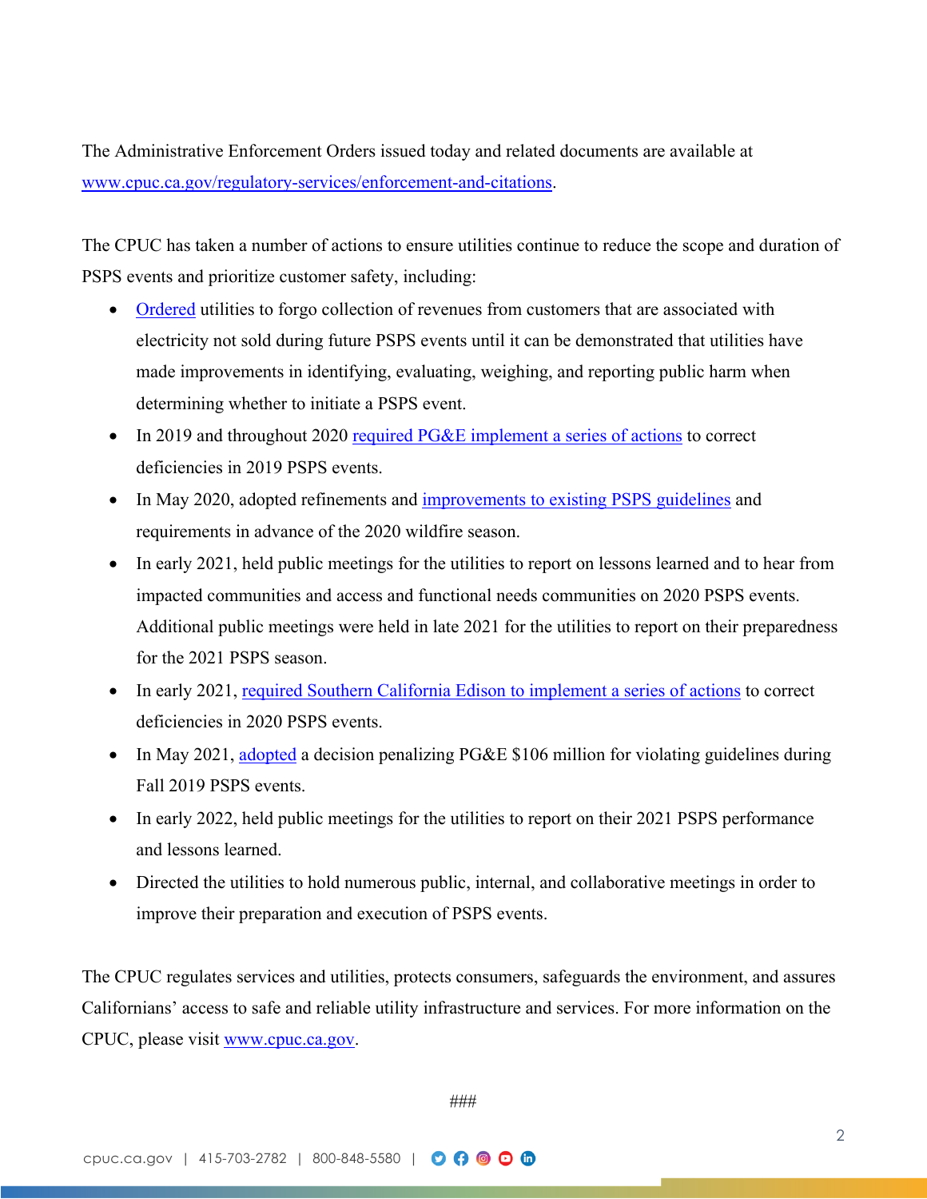The Administrative Enforcement Orders issued today and related documents are available at [www.cpuc.ca.gov/regulatory-services/enforcement-and-citations](www.cpuc.ca.gov/regulatory-services/enforcement-and-citations).

The CPUC has taken a number of actions to ensure utilities continue to reduce the scope and duration of PSPS events and prioritize customer safety, including:

- Ordered utilities to forgo collection of revenues from customers that are associated with electricity not sold during future PSPS events until it can be demonstrated that utilities have made improvements in identifying, evaluating, weighing, and reporting public harm when determining whether to initiate a PSPS event.
- In 2019 and throughout 2020 required PG&E implement a series of actions to correct deficiencies in 2019 PSPS events.
- In May 2020, adopted refinements and improvements to existing PSPS guidelines and requirements in advance of the 2020 wildfire season.
- In early 2021, held public meetings for the utilities to report on lessons learned and to hear from impacted communities and access and functional needs communities on 2020 PSPS events. Additional public meetings were held in late 2021 for the utilities to report on their preparedness for the 2021 PSPS season.
- In early 2021, required Southern California Edison to implement a series of actions to correct deficiencies in 2020 PSPS events.
- In May 2021, adopted a decision penalizing PG&E $106 million for violating guidelines during Fall 2019 PSPS events.
- In early 2022, held public meetings for the utilities to report on their 2021 PSPS performance and lessons learned.
- Directed the utilities to hold numerous public, internal, and collaborative meetings in order to improve their preparation and execution of PSPS events.

The CPUC regulates services and utilities, protects consumers, safeguards the environment, and assures Californians' access to safe and reliable utility infrastructure and services. For more information on the CPUC, please visit [www.cpuc.ca.gov](www.cpuc.ca.gov).

###